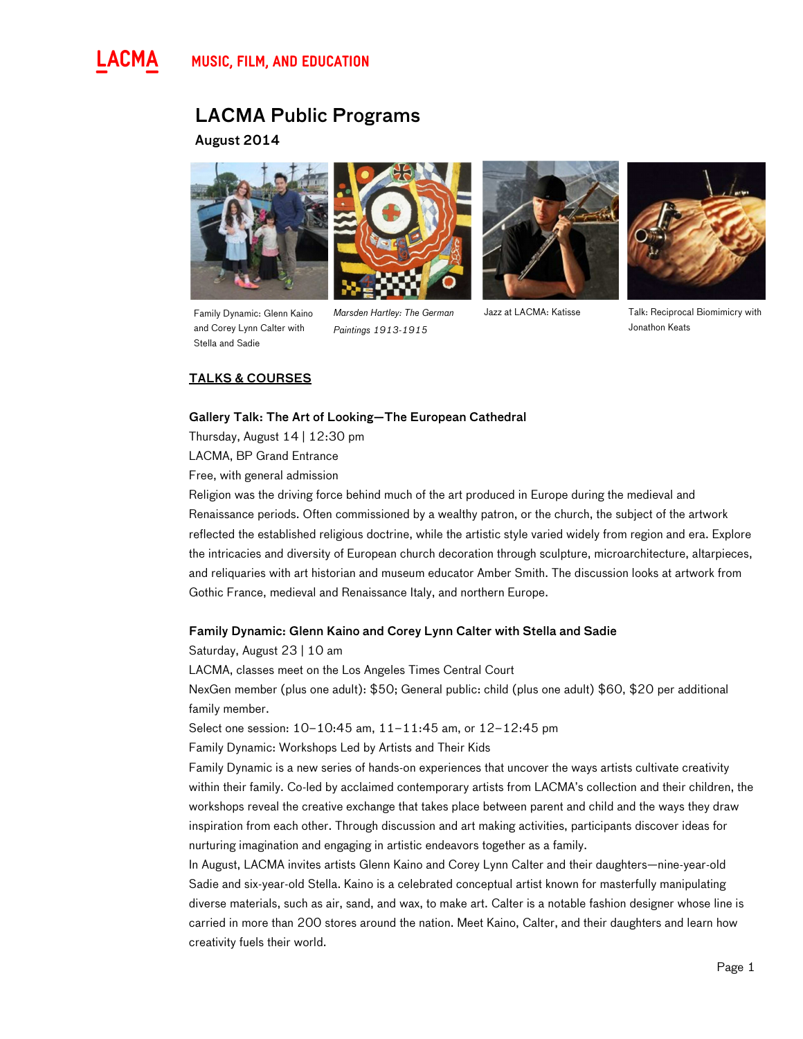LACMA MUSIC, FILM, AND EDUCATION

# LACMA Public Programs

August 2014

Family Dynamic: Glenn Kaino and Corey Lynn Calter with Stella and Sadie

*Marsden Hartley: The German Paintings 1913-1915*

Jazz at LACMA: Katisse

Talk: Reciprocal Biomimicry with Jonathon Keats

## TALKS & COURSES

### Gallery Talk: The Art of Looking—The European Cathedral

Thursday, August 14 | 12:30 pm
LACMA, BP Grand Entrance
Free, with general admission

Religion was the driving force behind much of the art produced in Europe during the medieval and Renaissance periods. Often commissioned by a wealthy patron, or the church, the subject of the artwork reflected the established religious doctrine, while the artistic style varied widely from region and era. Explore the intricacies and diversity of European church decoration through sculpture, microarchitecture, altarpieces, and reliquaries with art historian and museum educator Amber Smith. The discussion looks at artwork from Gothic France, medieval and Renaissance Italy, and northern Europe.

### Family Dynamic: Glenn Kaino and Corey Lynn Calter with Stella and Sadie

Saturday, August 23 | 10 am
LACMA, classes meet on the Los Angeles Times Central Court
NexGen member (plus one adult): $50; General public: child (plus one adult) $60, $20 per additional family member.
Select one session: 10–10:45 am, 11–11:45 am, or 12–12:45 pm
Family Dynamic: Workshops Led by Artists and Their Kids

Family Dynamic is a new series of hands-on experiences that uncover the ways artists cultivate creativity within their family. Co-led by acclaimed contemporary artists from LACMA's collection and their children, the workshops reveal the creative exchange that takes place between parent and child and the ways they draw inspiration from each other. Through discussion and art making activities, participants discover ideas for nurturing imagination and engaging in artistic endeavors together as a family.

In August, LACMA invites artists Glenn Kaino and Corey Lynn Calter and their daughters—nine-year-old Sadie and six-year-old Stella. Kaino is a celebrated conceptual artist known for masterfully manipulating diverse materials, such as air, sand, and wax, to make art. Calter is a notable fashion designer whose line is carried in more than 200 stores around the nation. Meet Kaino, Calter, and their daughters and learn how creativity fuels their world.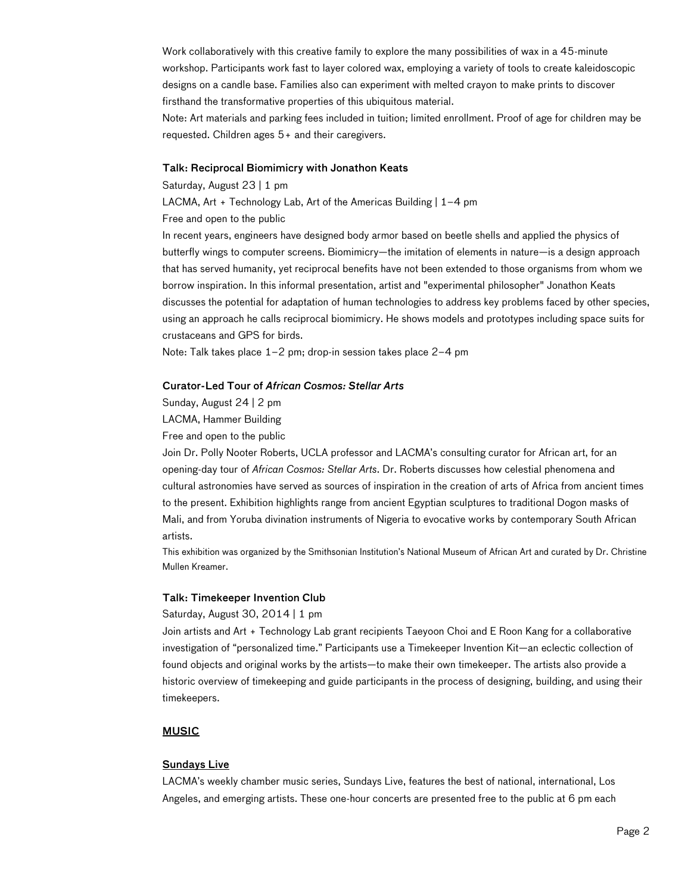Work collaboratively with this creative family to explore the many possibilities of wax in a 45-minute workshop. Participants work fast to layer colored wax, employing a variety of tools to create kaleidoscopic designs on a candle base. Families also can experiment with melted crayon to make prints to discover firsthand the transformative properties of this ubiquitous material.
Note: Art materials and parking fees included in tuition; limited enrollment. Proof of age for children may be requested. Children ages 5+ and their caregivers.

**Talk: Reciprocal Biomimicry with Jonathon Keats**

Saturday, August 23 | 1 pm

LACMA, Art + Technology Lab, Art of the Americas Building | 1–4 pm

Free and open to the public

In recent years, engineers have designed body armor based on beetle shells and applied the physics of butterfly wings to computer screens. Biomimicry—the imitation of elements in nature—is a design approach that has served humanity, yet reciprocal benefits have not been extended to those organisms from whom we borrow inspiration. In this informal presentation, artist and "experimental philosopher" Jonathon Keats discusses the potential for adaptation of human technologies to address key problems faced by other species, using an approach he calls reciprocal biomimicry. He shows models and prototypes including space suits for crustaceans and GPS for birds.
Note: Talk takes place 1–2 pm; drop-in session takes place 2–4 pm

**Curator-Led Tour of *African Cosmos: Stellar Arts***

Sunday, August 24 | 2 pm

LACMA, Hammer Building

Free and open to the public

Join Dr. Polly Nooter Roberts, UCLA professor and LACMA's consulting curator for African art, for an opening-day tour of *African Cosmos: Stellar Arts*. Dr. Roberts discusses how celestial phenomena and cultural astronomies have served as sources of inspiration in the creation of arts of Africa from ancient times to the present. Exhibition highlights range from ancient Egyptian sculptures to traditional Dogon masks of Mali, and from Yoruba divination instruments of Nigeria to evocative works by contemporary South African artists.

This exhibition was organized by the Smithsonian Institution's National Museum of African Art and curated by Dr. Christine Mullen Kreamer.

**Talk: Timekeeper Invention Club**

Saturday, August 30, 2014 | 1 pm

Join artists and Art + Technology Lab grant recipients Taeyoon Choi and E Roon Kang for a collaborative investigation of "personalized time." Participants use a Timekeeper Invention Kit—an eclectic collection of found objects and original works by the artists—to make their own timekeeper. The artists also provide a historic overview of timekeeping and guide participants in the process of designing, building, and using their timekeepers.

## MUSIC

### Sundays Live

LACMA's weekly chamber music series, Sundays Live, features the best of national, international, Los Angeles, and emerging artists. These one-hour concerts are presented free to the public at 6 pm each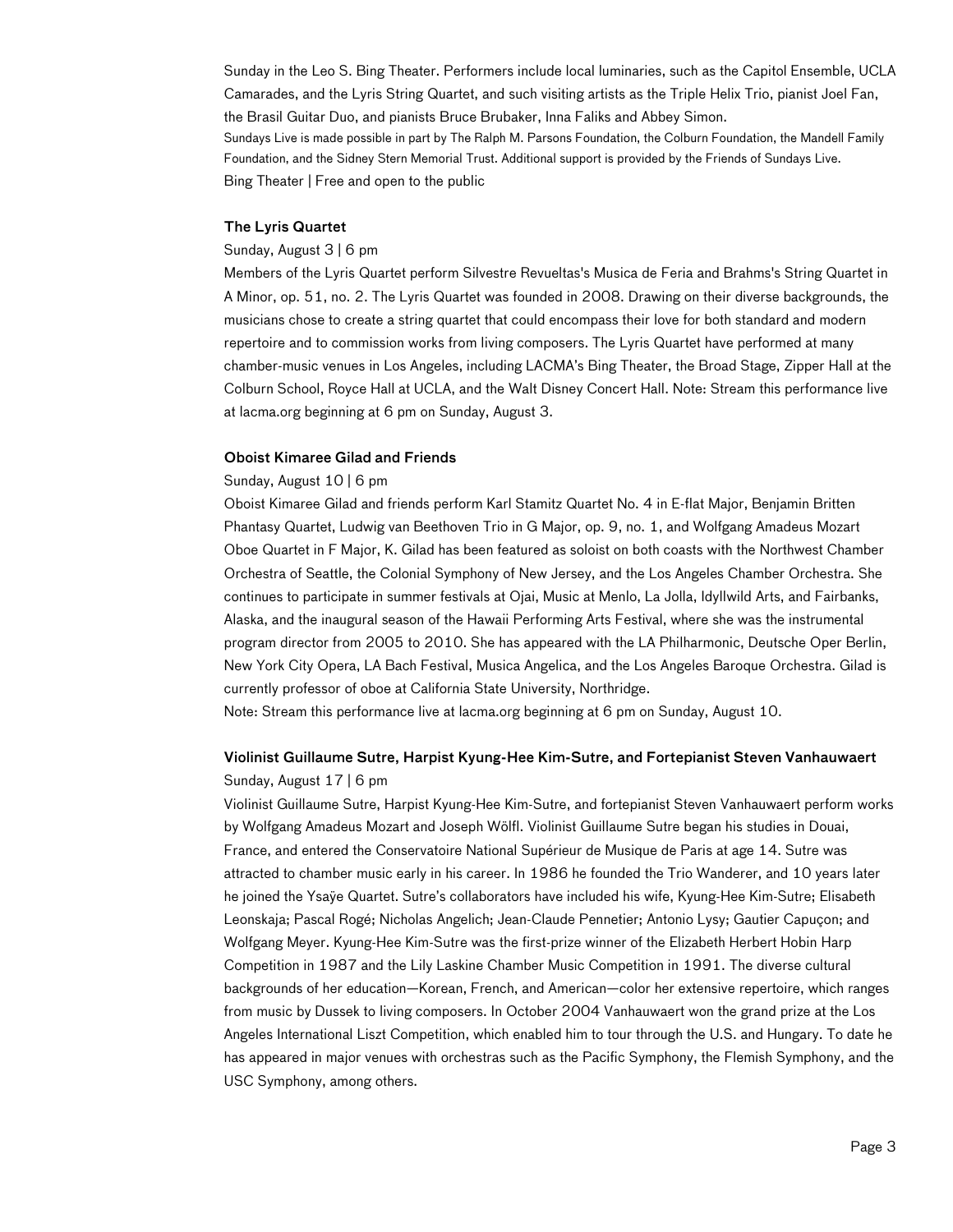Sunday in the Leo S. Bing Theater. Performers include local luminaries, such as the Capitol Ensemble, UCLA Camarades, and the Lyris String Quartet, and such visiting artists as the Triple Helix Trio, pianist Joel Fan, the Brasil Guitar Duo, and pianists Bruce Brubaker, Inna Faliks and Abbey Simon.

Sundays Live is made possible in part by The Ralph M. Parsons Foundation, the Colburn Foundation, the Mandell Family Foundation, and the Sidney Stern Memorial Trust. Additional support is provided by the Friends of Sundays Live.

Bing Theater | Free and open to the public

### The Lyris Quartet

Sunday, August 3 | 6 pm

Members of the Lyris Quartet perform Silvestre Revueltas's Musica de Feria and Brahms's String Quartet in A Minor, op. 51, no. 2. The Lyris Quartet was founded in 2008. Drawing on their diverse backgrounds, the musicians chose to create a string quartet that could encompass their love for both standard and modern repertoire and to commission works from living composers. The Lyris Quartet have performed at many chamber-music venues in Los Angeles, including LACMA's Bing Theater, the Broad Stage, Zipper Hall at the Colburn School, Royce Hall at UCLA, and the Walt Disney Concert Hall. Note: Stream this performance live at lacma.org beginning at 6 pm on Sunday, August 3.

### Oboist Kimaree Gilad and Friends

Sunday, August 10 | 6 pm

Oboist Kimaree Gilad and friends perform Karl Stamitz Quartet No. 4 in E-flat Major, Benjamin Britten Phantasy Quartet, Ludwig van Beethoven Trio in G Major, op. 9, no. 1, and Wolfgang Amadeus Mozart Oboe Quartet in F Major, K. Gilad has been featured as soloist on both coasts with the Northwest Chamber Orchestra of Seattle, the Colonial Symphony of New Jersey, and the Los Angeles Chamber Orchestra. She continues to participate in summer festivals at Ojai, Music at Menlo, La Jolla, Idyllwild Arts, and Fairbanks, Alaska, and the inaugural season of the Hawaii Performing Arts Festival, where she was the instrumental program director from 2005 to 2010. She has appeared with the LA Philharmonic, Deutsche Oper Berlin, New York City Opera, LA Bach Festival, Musica Angelica, and the Los Angeles Baroque Orchestra. Gilad is currently professor of oboe at California State University, Northridge.

Note: Stream this performance live at lacma.org beginning at 6 pm on Sunday, August 10.

### Violinist Guillaume Sutre, Harpist Kyung-Hee Kim-Sutre, and Fortepianist Steven Vanhauwaert

Sunday, August 17 | 6 pm

Violinist Guillaume Sutre, Harpist Kyung-Hee Kim-Sutre, and fortepianist Steven Vanhauwaert perform works by Wolfgang Amadeus Mozart and Joseph Wölfl. Violinist Guillaume Sutre began his studies in Douai, France, and entered the Conservatoire National Supérieur de Musique de Paris at age 14. Sutre was attracted to chamber music early in his career. In 1986 he founded the Trio Wanderer, and 10 years later he joined the Ysaÿe Quartet. Sutre's collaborators have included his wife, Kyung-Hee Kim-Sutre; Elisabeth Leonskaja; Pascal Rogé; Nicholas Angelich; Jean-Claude Pennetier; Antonio Lysy; Gautier Capuçon; and Wolfgang Meyer. Kyung-Hee Kim-Sutre was the first-prize winner of the Elizabeth Herbert Hobin Harp Competition in 1987 and the Lily Laskine Chamber Music Competition in 1991. The diverse cultural backgrounds of her education—Korean, French, and American—color her extensive repertoire, which ranges from music by Dussek to living composers. In October 2004 Vanhauwaert won the grand prize at the Los Angeles International Liszt Competition, which enabled him to tour through the U.S. and Hungary. To date he has appeared in major venues with orchestras such as the Pacific Symphony, the Flemish Symphony, and the USC Symphony, among others.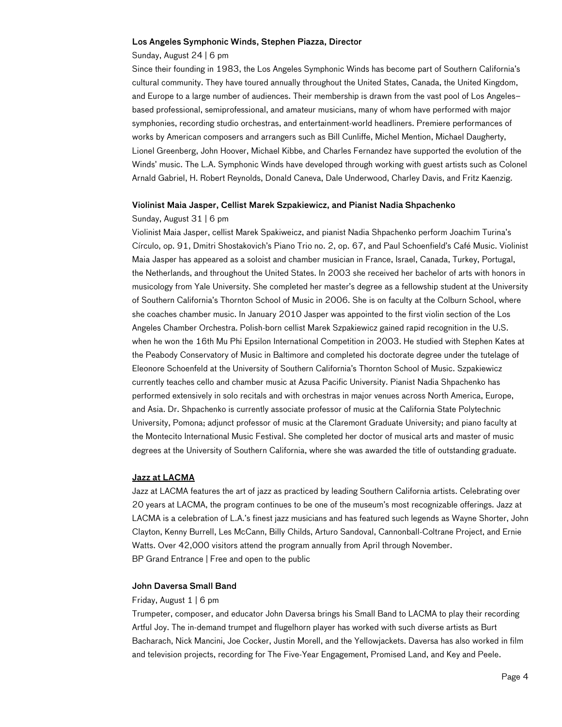**Los Angeles Symphonic Winds, Stephen Piazza, Director**

Sunday, August 24 | 6 pm

Since their founding in 1983, the Los Angeles Symphonic Winds has become part of Southern California's cultural community. They have toured annually throughout the United States, Canada, the United Kingdom, and Europe to a large number of audiences. Their membership is drawn from the vast pool of Los Angeles–based professional, semiprofessional, and amateur musicians, many of whom have performed with major symphonies, recording studio orchestras, and entertainment-world headliners. Premiere performances of works by American composers and arrangers such as Bill Cunliffe, Michel Mention, Michael Daugherty, Lionel Greenberg, John Hoover, Michael Kibbe, and Charles Fernandez have supported the evolution of the Winds' music. The L.A. Symphonic Winds have developed through working with guest artists such as Colonel Arnald Gabriel, H. Robert Reynolds, Donald Caneva, Dale Underwood, Charley Davis, and Fritz Kaenzig.

**Violinist Maia Jasper, Cellist Marek Szpakiewicz, and Pianist Nadia Shpachenko**

Sunday, August 31 | 6 pm

Violinist Maia Jasper, cellist Marek Spakiweicz, and pianist Nadia Shpachenko perform Joachim Turina's Círculo, op. 91, Dmitri Shostakovich's Piano Trio no. 2, op. 67, and Paul Schoenfield's Café Music. Violinist Maia Jasper has appeared as a soloist and chamber musician in France, Israel, Canada, Turkey, Portugal, the Netherlands, and throughout the United States. In 2003 she received her bachelor of arts with honors in musicology from Yale University. She completed her master's degree as a fellowship student at the University of Southern California's Thornton School of Music in 2006. She is on faculty at the Colburn School, where she coaches chamber music. In January 2010 Jasper was appointed to the first violin section of the Los Angeles Chamber Orchestra. Polish-born cellist Marek Szpakiewicz gained rapid recognition in the U.S. when he won the 16th Mu Phi Epsilon International Competition in 2003. He studied with Stephen Kates at the Peabody Conservatory of Music in Baltimore and completed his doctorate degree under the tutelage of Eleonore Schoenfeld at the University of Southern California's Thornton School of Music. Szpakiewicz currently teaches cello and chamber music at Azusa Pacific University. Pianist Nadia Shpachenko has performed extensively in solo recitals and with orchestras in major venues across North America, Europe, and Asia. Dr. Shpachenko is currently associate professor of music at the California State Polytechnic University, Pomona; adjunct professor of music at the Claremont Graduate University; and piano faculty at the Montecito International Music Festival. She completed her doctor of musical arts and master of music degrees at the University of Southern California, where she was awarded the title of outstanding graduate.

**Jazz at LACMA**

Jazz at LACMA features the art of jazz as practiced by leading Southern California artists. Celebrating over 20 years at LACMA, the program continues to be one of the museum's most recognizable offerings. Jazz at LACMA is a celebration of L.A.'s finest jazz musicians and has featured such legends as Wayne Shorter, John Clayton, Kenny Burrell, Les McCann, Billy Childs, Arturo Sandoval, Cannonball-Coltrane Project, and Ernie Watts. Over 42,000 visitors attend the program annually from April through November.
BP Grand Entrance | Free and open to the public

**John Daversa Small Band**

Friday, August 1 | 6 pm

Trumpeter, composer, and educator John Daversa brings his Small Band to LACMA to play their recording Artful Joy. The in-demand trumpet and flugelhorn player has worked with such diverse artists as Burt Bacharach, Nick Mancini, Joe Cocker, Justin Morell, and the Yellowjackets. Daversa has also worked in film and television projects, recording for The Five-Year Engagement, Promised Land, and Key and Peele.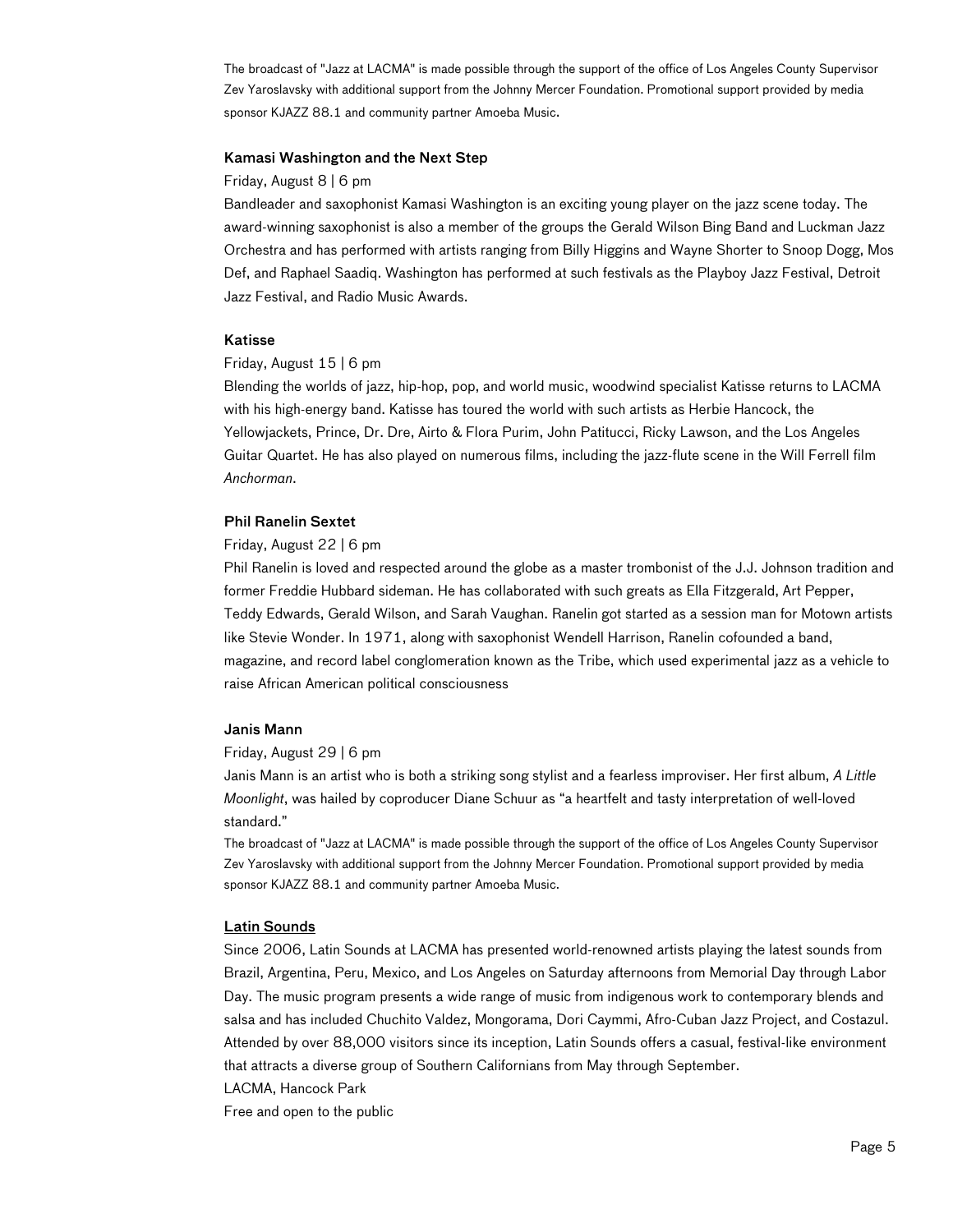The broadcast of "Jazz at LACMA" is made possible through the support of the office of Los Angeles County Supervisor Zev Yaroslavsky with additional support from the Johnny Mercer Foundation. Promotional support provided by media sponsor KJAZZ 88.1 and community partner Amoeba Music.

**Kamasi Washington and the Next Step**

Friday, August 8 | 6 pm

Bandleader and saxophonist Kamasi Washington is an exciting young player on the jazz scene today. The award-winning saxophonist is also a member of the groups the Gerald Wilson Bing Band and Luckman Jazz Orchestra and has performed with artists ranging from Billy Higgins and Wayne Shorter to Snoop Dogg, Mos Def, and Raphael Saadiq. Washington has performed at such festivals as the Playboy Jazz Festival, Detroit Jazz Festival, and Radio Music Awards.

**Katisse**

Friday, August 15 | 6 pm

Blending the worlds of jazz, hip-hop, pop, and world music, woodwind specialist Katisse returns to LACMA with his high-energy band. Katisse has toured the world with such artists as Herbie Hancock, the Yellowjackets, Prince, Dr. Dre, Airto & Flora Purim, John Patitucci, Ricky Lawson, and the Los Angeles Guitar Quartet. He has also played on numerous films, including the jazz-flute scene in the Will Ferrell film *Anchorman*.

**Phil Ranelin Sextet**

Friday, August 22 | 6 pm

Phil Ranelin is loved and respected around the globe as a master trombonist of the J.J. Johnson tradition and former Freddie Hubbard sideman. He has collaborated with such greats as Ella Fitzgerald, Art Pepper, Teddy Edwards, Gerald Wilson, and Sarah Vaughan. Ranelin got started as a session man for Motown artists like Stevie Wonder. In 1971, along with saxophonist Wendell Harrison, Ranelin cofounded a band, magazine, and record label conglomeration known as the Tribe, which used experimental jazz as a vehicle to raise African American political consciousness

**Janis Mann**

Friday, August 29 | 6 pm

Janis Mann is an artist who is both a striking song stylist and a fearless improviser. Her first album, *A Little Moonlight*, was hailed by coproducer Diane Schuur as "a heartfelt and tasty interpretation of well-loved standard."

The broadcast of "Jazz at LACMA" is made possible through the support of the office of Los Angeles County Supervisor Zev Yaroslavsky with additional support from the Johnny Mercer Foundation. Promotional support provided by media sponsor KJAZZ 88.1 and community partner Amoeba Music.

**Latin Sounds**

Since 2006, Latin Sounds at LACMA has presented world-renowned artists playing the latest sounds from Brazil, Argentina, Peru, Mexico, and Los Angeles on Saturday afternoons from Memorial Day through Labor Day. The music program presents a wide range of music from indigenous work to contemporary blends and salsa and has included Chuchito Valdez, Mongorama, Dori Caymmi, Afro-Cuban Jazz Project, and Costazul. Attended by over 88,000 visitors since its inception, Latin Sounds offers a casual, festival-like environment that attracts a diverse group of Southern Californians from May through September.

LACMA, Hancock Park

Free and open to the public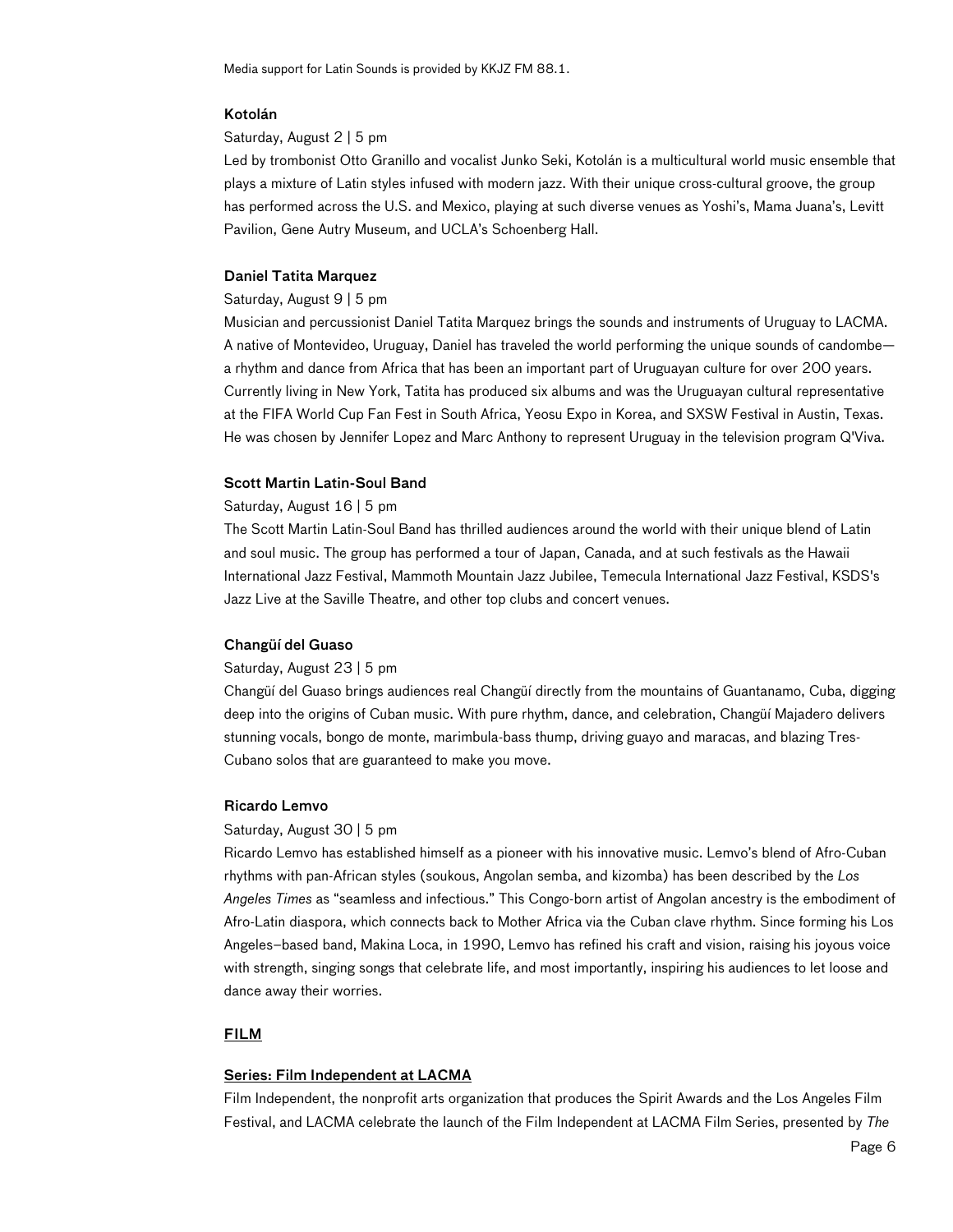Media support for Latin Sounds is provided by KKJZ FM 88.1.

**Kotolán**

Saturday, August 2 | 5 pm

Led by trombonist Otto Granillo and vocalist Junko Seki, Kotolán is a multicultural world music ensemble that plays a mixture of Latin styles infused with modern jazz. With their unique cross-cultural groove, the group has performed across the U.S. and Mexico, playing at such diverse venues as Yoshi's, Mama Juana's, Levitt Pavilion, Gene Autry Museum, and UCLA's Schoenberg Hall.

**Daniel Tatita Marquez**

Saturday, August 9 | 5 pm

Musician and percussionist Daniel Tatita Marquez brings the sounds and instruments of Uruguay to LACMA. A native of Montevideo, Uruguay, Daniel has traveled the world performing the unique sounds of candombe—a rhythm and dance from Africa that has been an important part of Uruguayan culture for over 200 years. Currently living in New York, Tatita has produced six albums and was the Uruguayan cultural representative at the FIFA World Cup Fan Fest in South Africa, Yeosu Expo in Korea, and SXSW Festival in Austin, Texas. He was chosen by Jennifer Lopez and Marc Anthony to represent Uruguay in the television program Q'Viva.

**Scott Martin Latin-Soul Band**

Saturday, August 16 | 5 pm

The Scott Martin Latin-Soul Band has thrilled audiences around the world with their unique blend of Latin and soul music. The group has performed a tour of Japan, Canada, and at such festivals as the Hawaii International Jazz Festival, Mammoth Mountain Jazz Jubilee, Temecula International Jazz Festival, KSDS's Jazz Live at the Saville Theatre, and other top clubs and concert venues.

**Changüí del Guaso**

Saturday, August 23 | 5 pm

Changüí del Guaso brings audiences real Changüí directly from the mountains of Guantanamo, Cuba, digging deep into the origins of Cuban music. With pure rhythm, dance, and celebration, Changüí Majadero delivers stunning vocals, bongo de monte, marimbula-bass thump, driving guayo and maracas, and blazing Tres-Cubano solos that are guaranteed to make you move.

**Ricardo Lemvo**

Saturday, August 30 | 5 pm

Ricardo Lemvo has established himself as a pioneer with his innovative music. Lemvo's blend of Afro-Cuban rhythms with pan-African styles (soukous, Angolan semba, and kizomba) has been described by the *Los Angeles Times* as "seamless and infectious." This Congo-born artist of Angolan ancestry is the embodiment of Afro-Latin diaspora, which connects back to Mother Africa via the Cuban clave rhythm. Since forming his Los Angeles–based band, Makina Loca, in 1990, Lemvo has refined his craft and vision, raising his joyous voice with strength, singing songs that celebrate life, and most importantly, inspiring his audiences to let loose and dance away their worries.

## FILM

### Series: Film Independent at LACMA

Film Independent, the nonprofit arts organization that produces the Spirit Awards and the Los Angeles Film Festival, and LACMA celebrate the launch of the Film Independent at LACMA Film Series, presented by *The*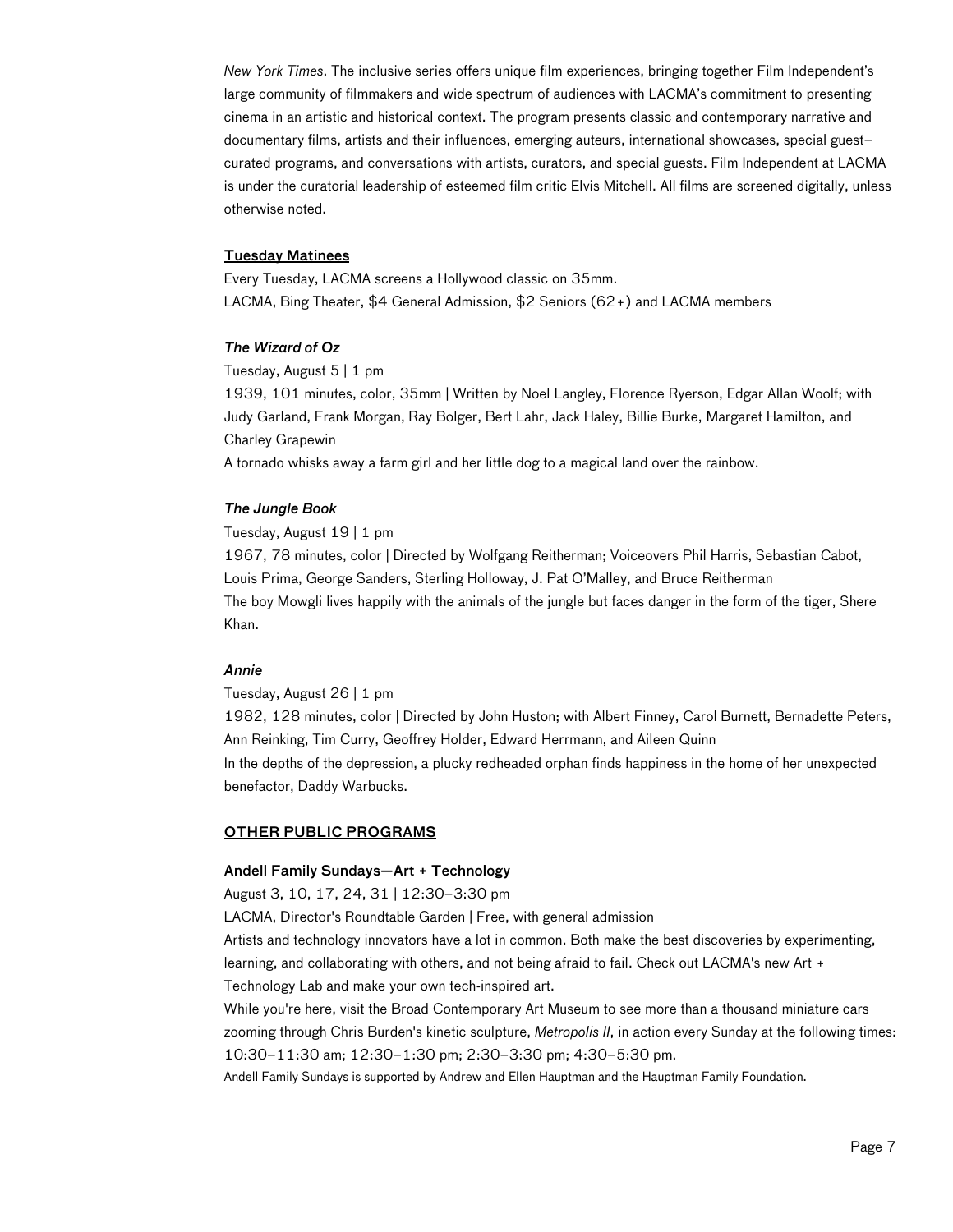*New York Times*. The inclusive series offers unique film experiences, bringing together Film Independent's large community of filmmakers and wide spectrum of audiences with LACMA's commitment to presenting cinema in an artistic and historical context. The program presents classic and contemporary narrative and documentary films, artists and their influences, emerging auteurs, international showcases, special guest–curated programs, and conversations with artists, curators, and special guests. Film Independent at LACMA is under the curatorial leadership of esteemed film critic Elvis Mitchell. All films are screened digitally, unless otherwise noted.

**Tuesday Matinees**

Every Tuesday, LACMA screens a Hollywood classic on 35mm.
LACMA, Bing Theater, $4 General Admission, $2 Seniors (62+) and LACMA members

***The Wizard of Oz***

Tuesday, August 5 | 1 pm
1939, 101 minutes, color, 35mm | Written by Noel Langley, Florence Ryerson, Edgar Allan Woolf; with Judy Garland, Frank Morgan, Ray Bolger, Bert Lahr, Jack Haley, Billie Burke, Margaret Hamilton, and Charley Grapewin
A tornado whisks away a farm girl and her little dog to a magical land over the rainbow.

***The Jungle Book***

Tuesday, August 19 | 1 pm
1967, 78 minutes, color | Directed by Wolfgang Reitherman; Voiceovers Phil Harris, Sebastian Cabot, Louis Prima, George Sanders, Sterling Holloway, J. Pat O'Malley, and Bruce Reitherman
The boy Mowgli lives happily with the animals of the jungle but faces danger in the form of the tiger, Shere Khan.

***Annie***

Tuesday, August 26 | 1 pm
1982, 128 minutes, color | Directed by John Huston; with Albert Finney, Carol Burnett, Bernadette Peters, Ann Reinking, Tim Curry, Geoffrey Holder, Edward Herrmann, and Aileen Quinn
In the depths of the depression, a plucky redheaded orphan finds happiness in the home of her unexpected benefactor, Daddy Warbucks.

## OTHER PUBLIC PROGRAMS

**Andell Family Sundays—Art + Technology**

August 3, 10, 17, 24, 31 | 12:30–3:30 pm
LACMA, Director's Roundtable Garden | Free, with general admission
Artists and technology innovators have a lot in common. Both make the best discoveries by experimenting, learning, and collaborating with others, and not being afraid to fail. Check out LACMA's new Art + Technology Lab and make your own tech-inspired art.
While you're here, visit the Broad Contemporary Art Museum to see more than a thousand miniature cars zooming through Chris Burden's kinetic sculpture, *Metropolis II*, in action every Sunday at the following times: 10:30–11:30 am; 12:30–1:30 pm; 2:30–3:30 pm; 4:30–5:30 pm.
Andell Family Sundays is supported by Andrew and Ellen Hauptman and the Hauptman Family Foundation.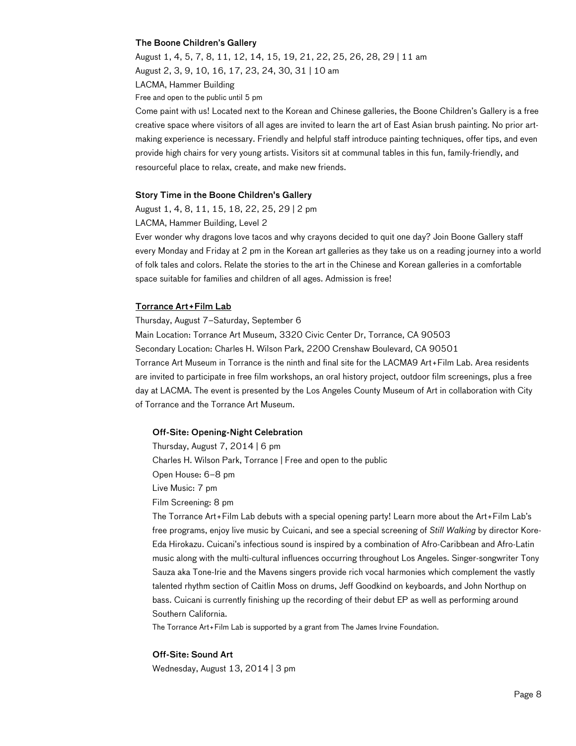### The Boone Children's Gallery

August 1, 4, 5, 7, 8, 11, 12, 14, 15, 19, 21, 22, 25, 26, 28, 29 | 11 am
August 2, 3, 9, 10, 16, 17, 23, 24, 30, 31 | 10 am
LACMA, Hammer Building
Free and open to the public until 5 pm

Come paint with us! Located next to the Korean and Chinese galleries, the Boone Children's Gallery is a free creative space where visitors of all ages are invited to learn the art of East Asian brush painting. No prior art-making experience is necessary. Friendly and helpful staff introduce painting techniques, offer tips, and even provide high chairs for very young artists. Visitors sit at communal tables in this fun, family-friendly, and resourceful place to relax, create, and make new friends.

### Story Time in the Boone Children's Gallery

August 1, 4, 8, 11, 15, 18, 22, 25, 29 | 2 pm
LACMA, Hammer Building, Level 2

Ever wonder why dragons love tacos and why crayons decided to quit one day? Join Boone Gallery staff every Monday and Friday at 2 pm in the Korean art galleries as they take us on a reading journey into a world of folk tales and colors. Relate the stories to the art in the Chinese and Korean galleries in a comfortable space suitable for families and children of all ages. Admission is free!

### Torrance Art+Film Lab

Thursday, August 7–Saturday, September 6
Main Location: Torrance Art Museum, 3320 Civic Center Dr, Torrance, CA 90503
Secondary Location: Charles H. Wilson Park, 2200 Crenshaw Boulevard, CA 90501

Torrance Art Museum in Torrance is the ninth and final site for the LACMA9 Art+Film Lab. Area residents are invited to participate in free film workshops, an oral history project, outdoor film screenings, plus a free day at LACMA. The event is presented by the Los Angeles County Museum of Art in collaboration with City of Torrance and the Torrance Art Museum.

#### Off-Site: Opening-Night Celebration

Thursday, August 7, 2014 | 6 pm
Charles H. Wilson Park, Torrance | Free and open to the public
Open House: 6–8 pm
Live Music: 7 pm
Film Screening: 8 pm

The Torrance Art+Film Lab debuts with a special opening party! Learn more about the Art+Film Lab's free programs, enjoy live music by Cuicani, and see a special screening of *Still Walking* by director Kore-Eda Hirokazu. Cuicani's infectious sound is inspired by a combination of Afro-Caribbean and Afro-Latin music along with the multi-cultural influences occurring throughout Los Angeles. Singer-songwriter Tony Sauza aka Tone-Irie and the Mavens singers provide rich vocal harmonies which complement the vastly talented rhythm section of Caitlin Moss on drums, Jeff Goodkind on keyboards, and John Northup on bass. Cuicani is currently finishing up the recording of their debut EP as well as performing around Southern California.

The Torrance Art+Film Lab is supported by a grant from The James Irvine Foundation.

#### Off-Site: Sound Art

Wednesday, August 13, 2014 | 3 pm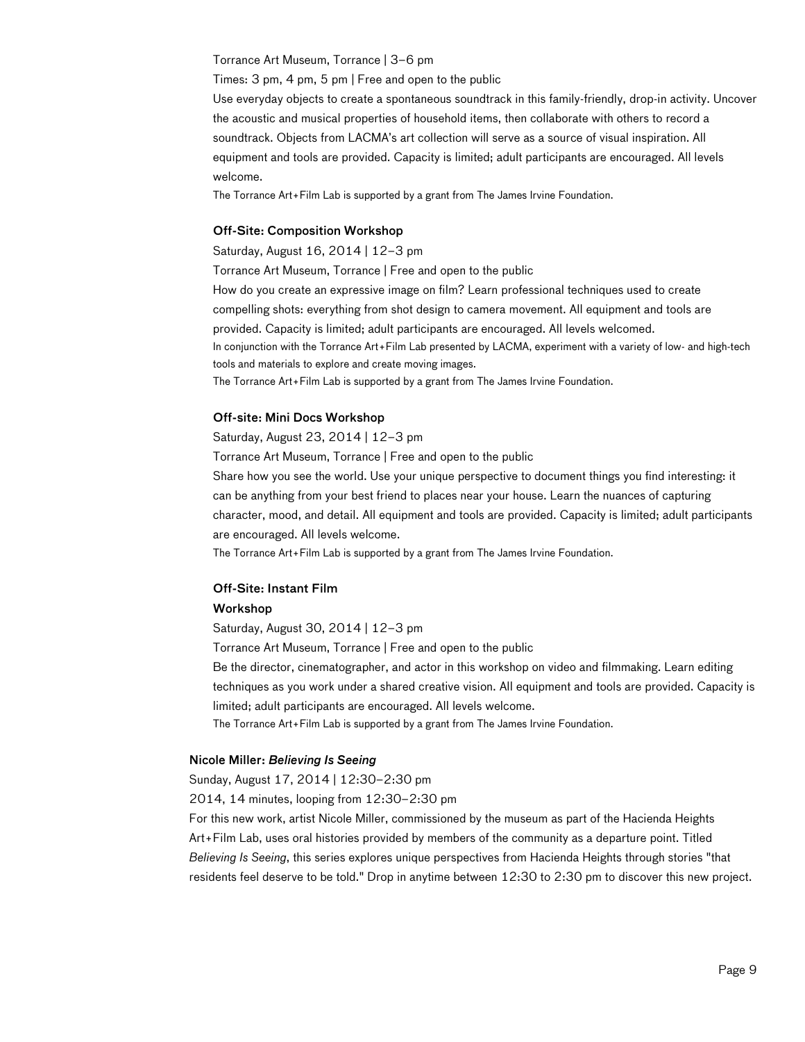Torrance Art Museum, Torrance | 3–6 pm

Times: 3 pm, 4 pm, 5 pm | Free and open to the public

Use everyday objects to create a spontaneous soundtrack in this family-friendly, drop-in activity. Uncover the acoustic and musical properties of household items, then collaborate with others to record a soundtrack. Objects from LACMA's art collection will serve as a source of visual inspiration. All equipment and tools are provided. Capacity is limited; adult participants are encouraged. All levels welcome.

The Torrance Art+Film Lab is supported by a grant from The James Irvine Foundation.

#### Off-Site: Composition Workshop

Saturday, August 16, 2014 | 12–3 pm

Torrance Art Museum, Torrance | Free and open to the public

How do you create an expressive image on film? Learn professional techniques used to create compelling shots: everything from shot design to camera movement. All equipment and tools are provided. Capacity is limited; adult participants are encouraged. All levels welcomed.

In conjunction with the Torrance Art+Film Lab presented by LACMA, experiment with a variety of low- and high-tech tools and materials to explore and create moving images.

The Torrance Art+Film Lab is supported by a grant from The James Irvine Foundation.

#### Off-site: Mini Docs Workshop

Saturday, August 23, 2014 | 12–3 pm

Torrance Art Museum, Torrance | Free and open to the public

Share how you see the world. Use your unique perspective to document things you find interesting: it can be anything from your best friend to places near your house. Learn the nuances of capturing character, mood, and detail. All equipment and tools are provided. Capacity is limited; adult participants are encouraged. All levels welcome.

The Torrance Art+Film Lab is supported by a grant from The James Irvine Foundation.

#### Off-Site: Instant Film Workshop

Saturday, August 30, 2014 | 12–3 pm

Torrance Art Museum, Torrance | Free and open to the public

Be the director, cinematographer, and actor in this workshop on video and filmmaking. Learn editing techniques as you work under a shared creative vision. All equipment and tools are provided. Capacity is limited; adult participants are encouraged. All levels welcome.

The Torrance Art+Film Lab is supported by a grant from The James Irvine Foundation.

### Nicole Miller: *Believing Is Seeing*

Sunday, August 17, 2014 | 12:30–2:30 pm

2014, 14 minutes, looping from 12:30–2:30 pm

For this new work, artist Nicole Miller, commissioned by the museum as part of the Hacienda Heights Art+Film Lab, uses oral histories provided by members of the community as a departure point. Titled *Believing Is Seeing*, this series explores unique perspectives from Hacienda Heights through stories "that residents feel deserve to be told." Drop in anytime between 12:30 to 2:30 pm to discover this new project.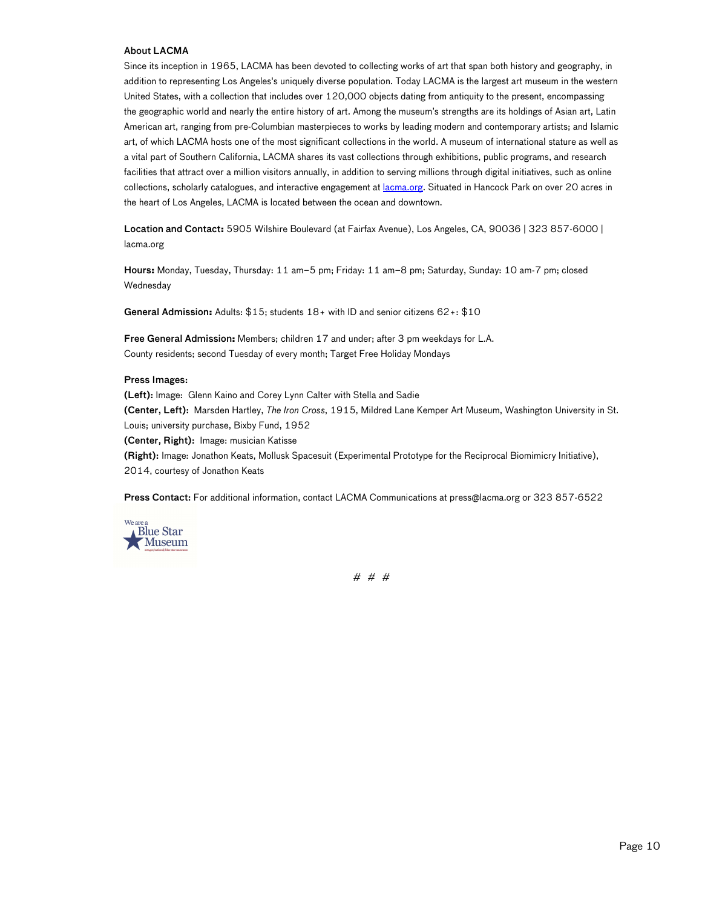**About LACMA**

Since its inception in 1965, LACMA has been devoted to collecting works of art that span both history and geography, in addition to representing Los Angeles's uniquely diverse population. Today LACMA is the largest art museum in the western United States, with a collection that includes over 120,000 objects dating from antiquity to the present, encompassing the geographic world and nearly the entire history of art. Among the museum's strengths are its holdings of Asian art, Latin American art, ranging from pre-Columbian masterpieces to works by leading modern and contemporary artists; and Islamic art, of which LACMA hosts one of the most significant collections in the world. A museum of international stature as well as a vital part of Southern California, LACMA shares its vast collections through exhibitions, public programs, and research facilities that attract over a million visitors annually, in addition to serving millions through digital initiatives, such as online collections, scholarly catalogues, and interactive engagement at lacma.org. Situated in Hancock Park on over 20 acres in the heart of Los Angeles, LACMA is located between the ocean and downtown.

**Location and Contact:** 5905 Wilshire Boulevard (at Fairfax Avenue), Los Angeles, CA, 90036 | 323 857-6000 | lacma.org

**Hours:** Monday, Tuesday, Thursday: 11 am–5 pm; Friday: 11 am–8 pm; Saturday, Sunday: 10 am-7 pm; closed Wednesday

**General Admission:** Adults: $15; students 18+ with ID and senior citizens 62+: $10

**Free General Admission:** Members; children 17 and under; after 3 pm weekdays for L.A. County residents; second Tuesday of every month; Target Free Holiday Mondays

**Press Images:**
**(Left):** Image: Glenn Kaino and Corey Lynn Calter with Stella and Sadie
**(Center, Left):** Marsden Hartley, *The Iron Cross*, 1915, Mildred Lane Kemper Art Museum, Washington University in St. Louis; university purchase, Bixby Fund, 1952
**(Center, Right):** Image: musician Katisse
**(Right):** Image: Jonathon Keats, Mollusk Spacesuit (Experimental Prototype for the Reciprocal Biomimicry Initiative), 2014, courtesy of Jonathon Keats

**Press Contact:** For additional information, contact LACMA Communications at press@lacma.org or 323 857-6522

We are a Blue Star Museum

# # #